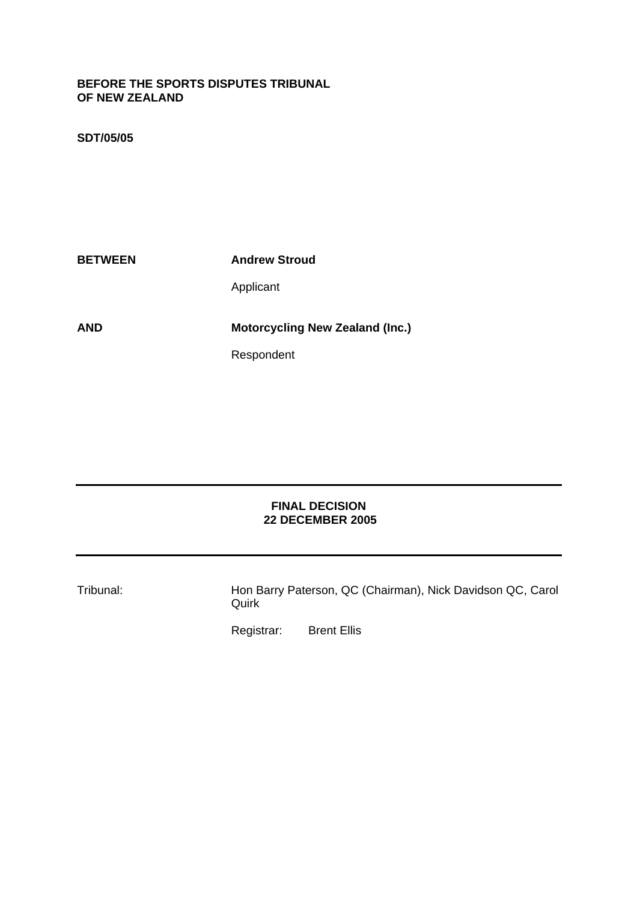**BEFORE THE SPORTS DISPUTES TRIBUNAL OF NEW ZEALAND**

**SDT/05/05**

| | |
|---|---|
| **BETWEEN** | **Andrew Stroud** |
| | Applicant |
| **AND** | **Motorcycling New Zealand (Inc.)** |
| | Respondent |

---

**FINAL DECISION**
**22 DECEMBER 2005**

---

Tribunal: Hon Barry Paterson, QC (Chairman), Nick Davidson QC, Carol Quirk

Registrar: Brent Ellis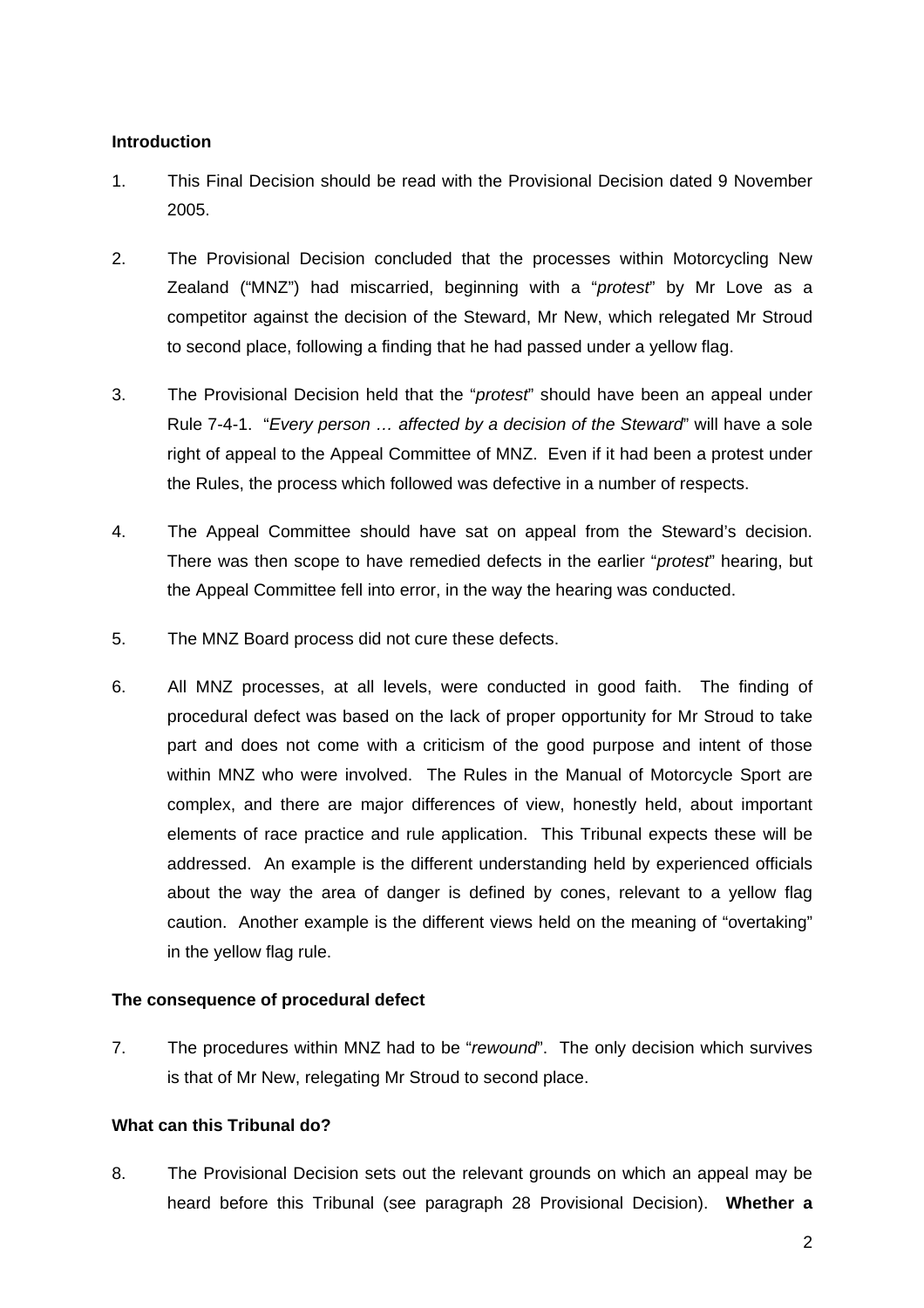**Introduction**

1. This Final Decision should be read with the Provisional Decision dated 9 November 2005.

2. The Provisional Decision concluded that the processes within Motorcycling New Zealand ("MNZ") had miscarried, beginning with a "*protest*" by Mr Love as a competitor against the decision of the Steward, Mr New, which relegated Mr Stroud to second place, following a finding that he had passed under a yellow flag.

3. The Provisional Decision held that the "*protest*" should have been an appeal under Rule 7-4-1. "*Every person … affected by a decision of the Steward*" will have a sole right of appeal to the Appeal Committee of MNZ. Even if it had been a protest under the Rules, the process which followed was defective in a number of respects.

4. The Appeal Committee should have sat on appeal from the Steward's decision. There was then scope to have remedied defects in the earlier "*protest*" hearing, but the Appeal Committee fell into error, in the way the hearing was conducted.

5. The MNZ Board process did not cure these defects.

6. All MNZ processes, at all levels, were conducted in good faith. The finding of procedural defect was based on the lack of proper opportunity for Mr Stroud to take part and does not come with a criticism of the good purpose and intent of those within MNZ who were involved. The Rules in the Manual of Motorcycle Sport are complex, and there are major differences of view, honestly held, about important elements of race practice and rule application. This Tribunal expects these will be addressed. An example is the different understanding held by experienced officials about the way the area of danger is defined by cones, relevant to a yellow flag caution. Another example is the different views held on the meaning of "overtaking" in the yellow flag rule.

**The consequence of procedural defect**

7. The procedures within MNZ had to be "*rewound*". The only decision which survives is that of Mr New, relegating Mr Stroud to second place.

**What can this Tribunal do?**

8. The Provisional Decision sets out the relevant grounds on which an appeal may be heard before this Tribunal (see paragraph 28 Provisional Decision). **Whether a**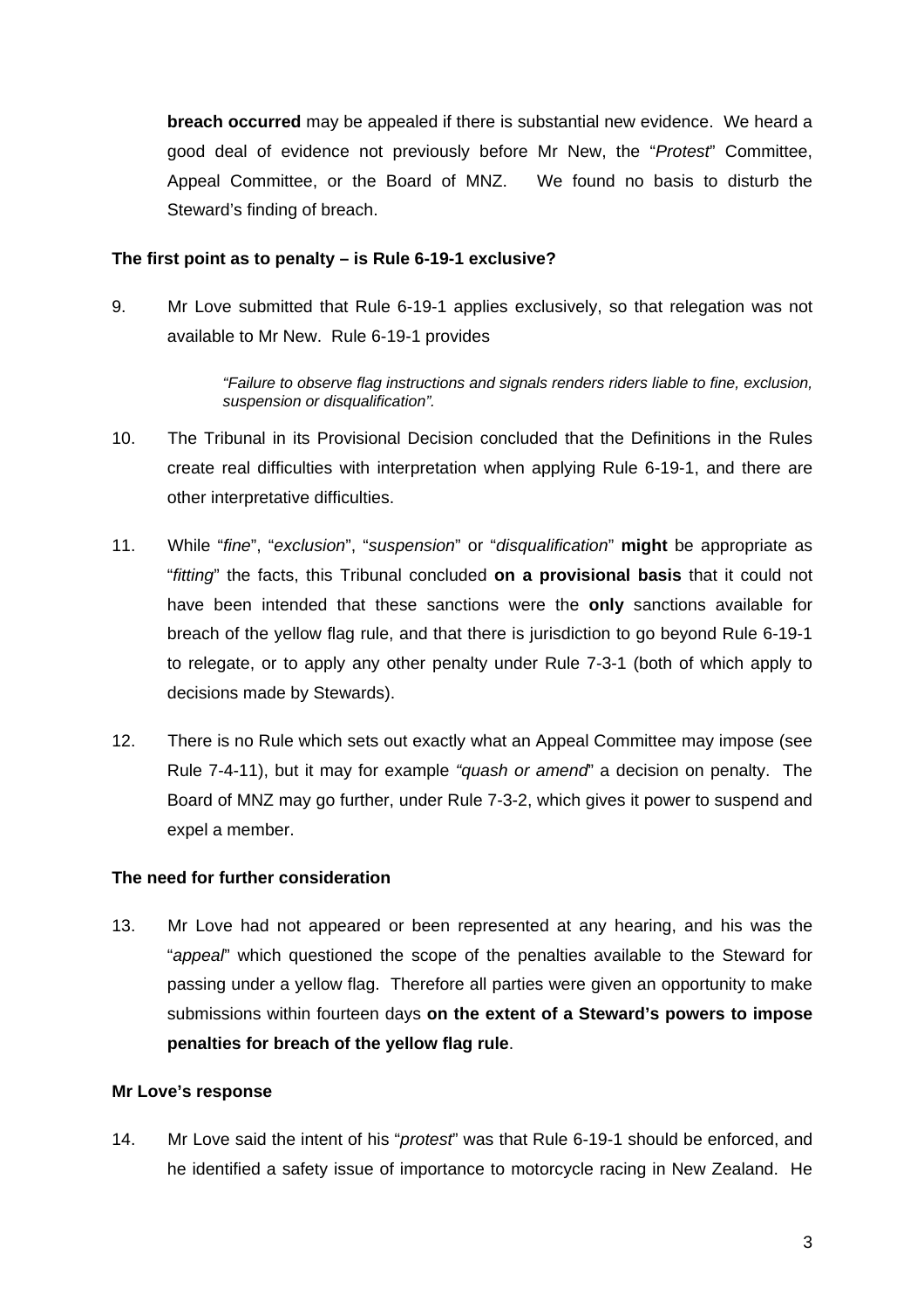**breach occurred** may be appealed if there is substantial new evidence. We heard a good deal of evidence not previously before Mr New, the "*Protest*" Committee, Appeal Committee, or the Board of MNZ. We found no basis to disturb the Steward's finding of breach.

**The first point as to penalty – is Rule 6-19-1 exclusive?**

9. Mr Love submitted that Rule 6-19-1 applies exclusively, so that relegation was not available to Mr New. Rule 6-19-1 provides

> *"Failure to observe flag instructions and signals renders riders liable to fine, exclusion, suspension or disqualification".*

10. The Tribunal in its Provisional Decision concluded that the Definitions in the Rules create real difficulties with interpretation when applying Rule 6-19-1, and there are other interpretative difficulties.

11. While "*fine*", "*exclusion*", "*suspension*" or "*disqualification*" **might** be appropriate as "*fitting*" the facts, this Tribunal concluded **on a provisional basis** that it could not have been intended that these sanctions were the **only** sanctions available for breach of the yellow flag rule, and that there is jurisdiction to go beyond Rule 6-19-1 to relegate, or to apply any other penalty under Rule 7-3-1 (both of which apply to decisions made by Stewards).

12. There is no Rule which sets out exactly what an Appeal Committee may impose (see Rule 7-4-11), but it may for example *"quash or amend*" a decision on penalty. The Board of MNZ may go further, under Rule 7-3-2, which gives it power to suspend and expel a member.

**The need for further consideration**

13. Mr Love had not appeared or been represented at any hearing, and his was the "*appeal*" which questioned the scope of the penalties available to the Steward for passing under a yellow flag. Therefore all parties were given an opportunity to make submissions within fourteen days **on the extent of a Steward's powers to impose penalties for breach of the yellow flag rule**.

**Mr Love's response**

14. Mr Love said the intent of his "*protest*" was that Rule 6-19-1 should be enforced, and he identified a safety issue of importance to motorcycle racing in New Zealand. He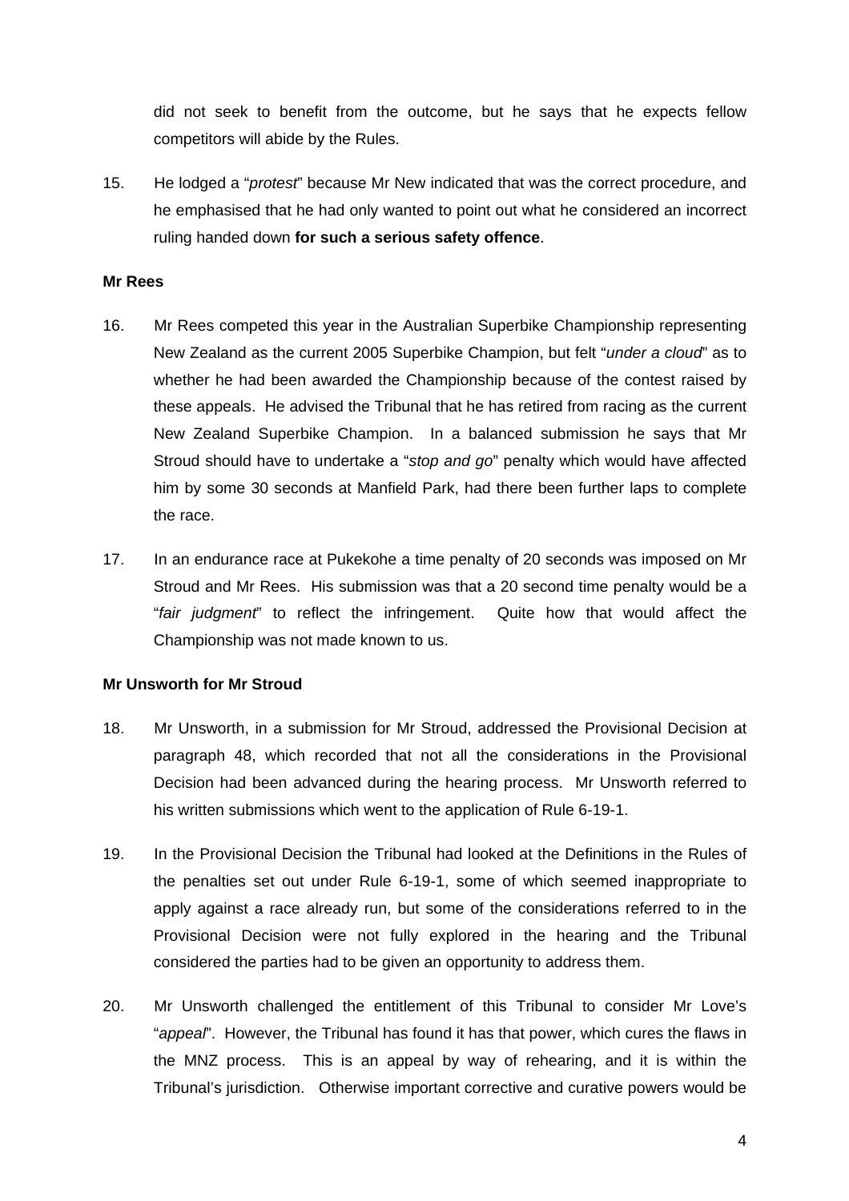did not seek to benefit from the outcome, but he says that he expects fellow competitors will abide by the Rules.

15. He lodged a "*protest*" because Mr New indicated that was the correct procedure, and he emphasised that he had only wanted to point out what he considered an incorrect ruling handed down **for such a serious safety offence**.

**Mr Rees**

16. Mr Rees competed this year in the Australian Superbike Championship representing New Zealand as the current 2005 Superbike Champion, but felt "*under a cloud*" as to whether he had been awarded the Championship because of the contest raised by these appeals. He advised the Tribunal that he has retired from racing as the current New Zealand Superbike Champion. In a balanced submission he says that Mr Stroud should have to undertake a "*stop and go*" penalty which would have affected him by some 30 seconds at Manfield Park, had there been further laps to complete the race.

17. In an endurance race at Pukekohe a time penalty of 20 seconds was imposed on Mr Stroud and Mr Rees. His submission was that a 20 second time penalty would be a "*fair judgment*" to reflect the infringement. Quite how that would affect the Championship was not made known to us.

**Mr Unsworth for Mr Stroud**

18. Mr Unsworth, in a submission for Mr Stroud, addressed the Provisional Decision at paragraph 48, which recorded that not all the considerations in the Provisional Decision had been advanced during the hearing process. Mr Unsworth referred to his written submissions which went to the application of Rule 6-19-1.

19. In the Provisional Decision the Tribunal had looked at the Definitions in the Rules of the penalties set out under Rule 6-19-1, some of which seemed inappropriate to apply against a race already run, but some of the considerations referred to in the Provisional Decision were not fully explored in the hearing and the Tribunal considered the parties had to be given an opportunity to address them.

20. Mr Unsworth challenged the entitlement of this Tribunal to consider Mr Love's "*appeal*". However, the Tribunal has found it has that power, which cures the flaws in the MNZ process. This is an appeal by way of rehearing, and it is within the Tribunal's jurisdiction. Otherwise important corrective and curative powers would be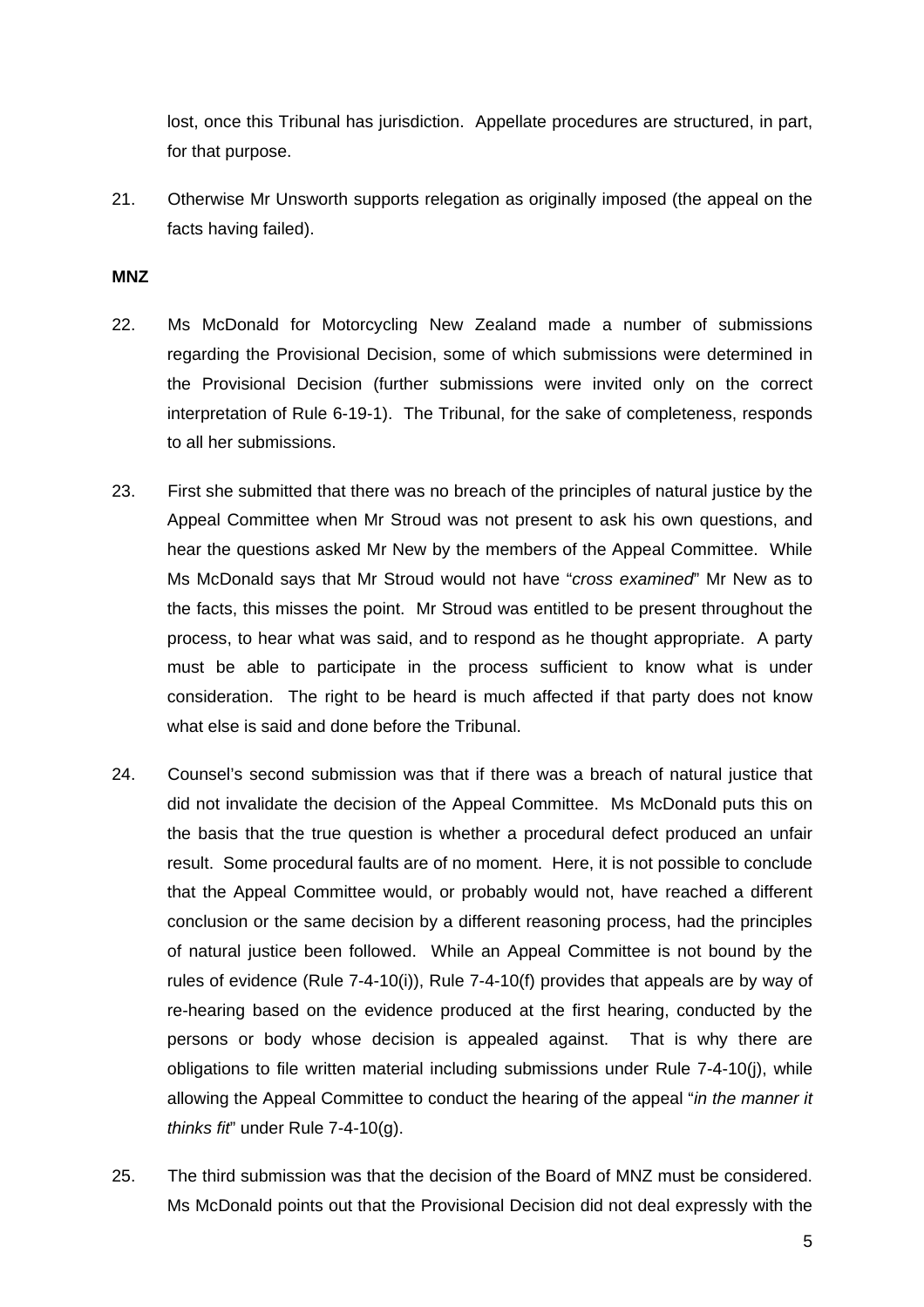lost, once this Tribunal has jurisdiction. Appellate procedures are structured, in part, for that purpose.

21. Otherwise Mr Unsworth supports relegation as originally imposed (the appeal on the facts having failed).

**MNZ**

22. Ms McDonald for Motorcycling New Zealand made a number of submissions regarding the Provisional Decision, some of which submissions were determined in the Provisional Decision (further submissions were invited only on the correct interpretation of Rule 6-19-1). The Tribunal, for the sake of completeness, responds to all her submissions.

23. First she submitted that there was no breach of the principles of natural justice by the Appeal Committee when Mr Stroud was not present to ask his own questions, and hear the questions asked Mr New by the members of the Appeal Committee. While Ms McDonald says that Mr Stroud would not have "*cross examined*" Mr New as to the facts, this misses the point. Mr Stroud was entitled to be present throughout the process, to hear what was said, and to respond as he thought appropriate. A party must be able to participate in the process sufficient to know what is under consideration. The right to be heard is much affected if that party does not know what else is said and done before the Tribunal.

24. Counsel's second submission was that if there was a breach of natural justice that did not invalidate the decision of the Appeal Committee. Ms McDonald puts this on the basis that the true question is whether a procedural defect produced an unfair result. Some procedural faults are of no moment. Here, it is not possible to conclude that the Appeal Committee would, or probably would not, have reached a different conclusion or the same decision by a different reasoning process, had the principles of natural justice been followed. While an Appeal Committee is not bound by the rules of evidence (Rule 7-4-10(i)), Rule 7-4-10(f) provides that appeals are by way of re-hearing based on the evidence produced at the first hearing, conducted by the persons or body whose decision is appealed against. That is why there are obligations to file written material including submissions under Rule 7-4-10(j), while allowing the Appeal Committee to conduct the hearing of the appeal "*in the manner it thinks fit*" under Rule 7-4-10(g).

25. The third submission was that the decision of the Board of MNZ must be considered. Ms McDonald points out that the Provisional Decision did not deal expressly with the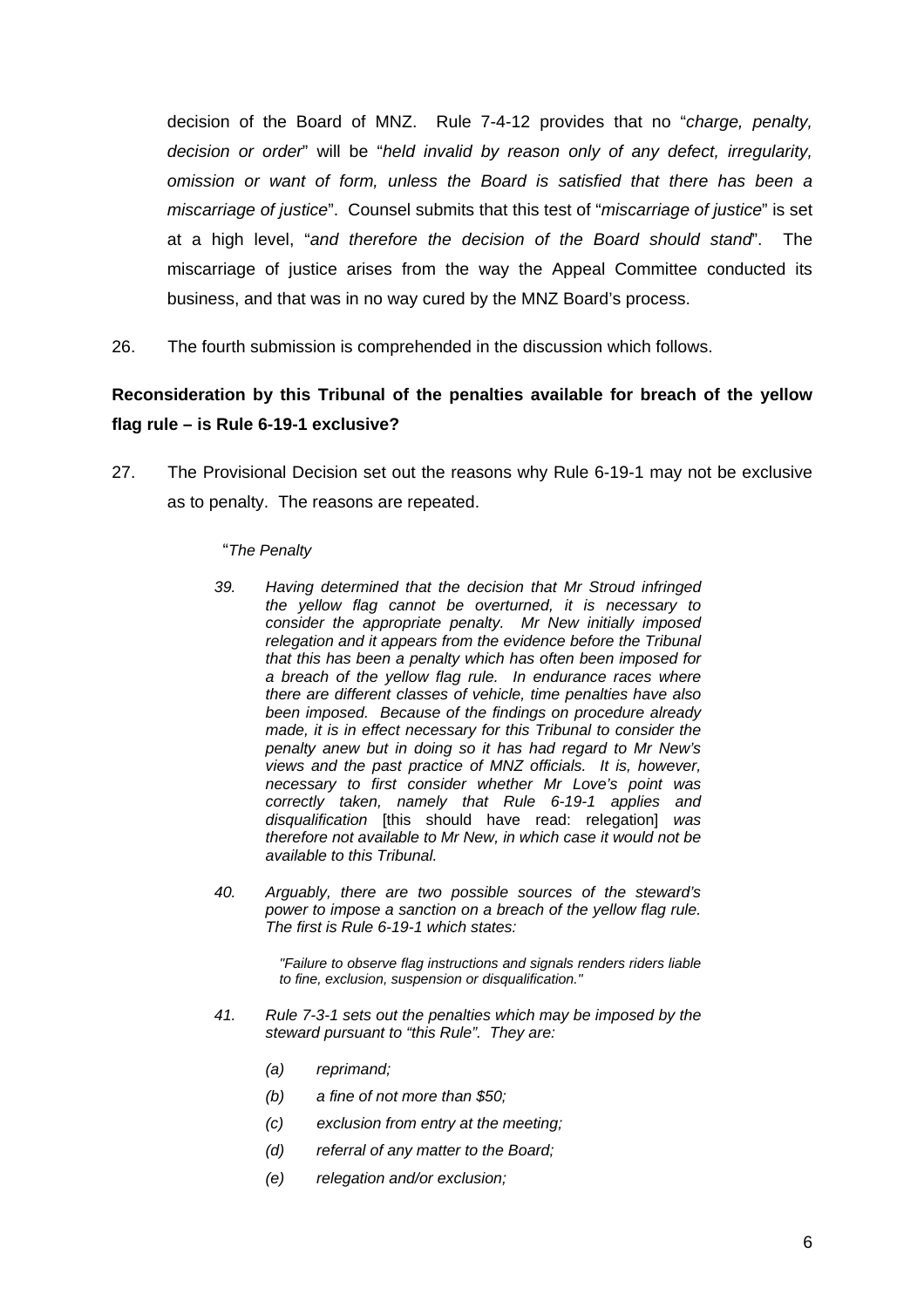decision of the Board of MNZ. Rule 7-4-12 provides that no "*charge, penalty, decision or order*" will be "*held invalid by reason only of any defect, irregularity, omission or want of form, unless the Board is satisfied that there has been a miscarriage of justice*". Counsel submits that this test of "*miscarriage of justice*" is set at a high level, "*and therefore the decision of the Board should stand*". The miscarriage of justice arises from the way the Appeal Committee conducted its business, and that was in no way cured by the MNZ Board's process.

26. The fourth submission is comprehended in the discussion which follows.

**Reconsideration by this Tribunal of the penalties available for breach of the yellow flag rule – is Rule 6-19-1 exclusive?**

27. The Provisional Decision set out the reasons why Rule 6-19-1 may not be exclusive as to penalty. The reasons are repeated.

> "*The Penalty*
>
> *39. Having determined that the decision that Mr Stroud infringed the yellow flag cannot be overturned, it is necessary to consider the appropriate penalty. Mr New initially imposed relegation and it appears from the evidence before the Tribunal that this has been a penalty which has often been imposed for a breach of the yellow flag rule. In endurance races where there are different classes of vehicle, time penalties have also been imposed. Because of the findings on procedure already made, it is in effect necessary for this Tribunal to consider the penalty anew but in doing so it has had regard to Mr New's views and the past practice of MNZ officials. It is, however, necessary to first consider whether Mr Love's point was correctly taken, namely that Rule 6-19-1 applies and disqualification* [this should have read: relegation] *was therefore not available to Mr New, in which case it would not be available to this Tribunal.*
>
> *40. Arguably, there are two possible sources of the steward's power to impose a sanction on a breach of the yellow flag rule. The first is Rule 6-19-1 which states:*
>
> > *"Failure to observe flag instructions and signals renders riders liable to fine, exclusion, suspension or disqualification."*
>
> *41. Rule 7-3-1 sets out the penalties which may be imposed by the steward pursuant to "this Rule". They are:*
>
> > *(a) reprimand;*
> >
> > *(b) a fine of not more than $50;*
> >
> > *(c) exclusion from entry at the meeting;*
> >
> > *(d) referral of any matter to the Board;*
> >
> > *(e) relegation and/or exclusion;*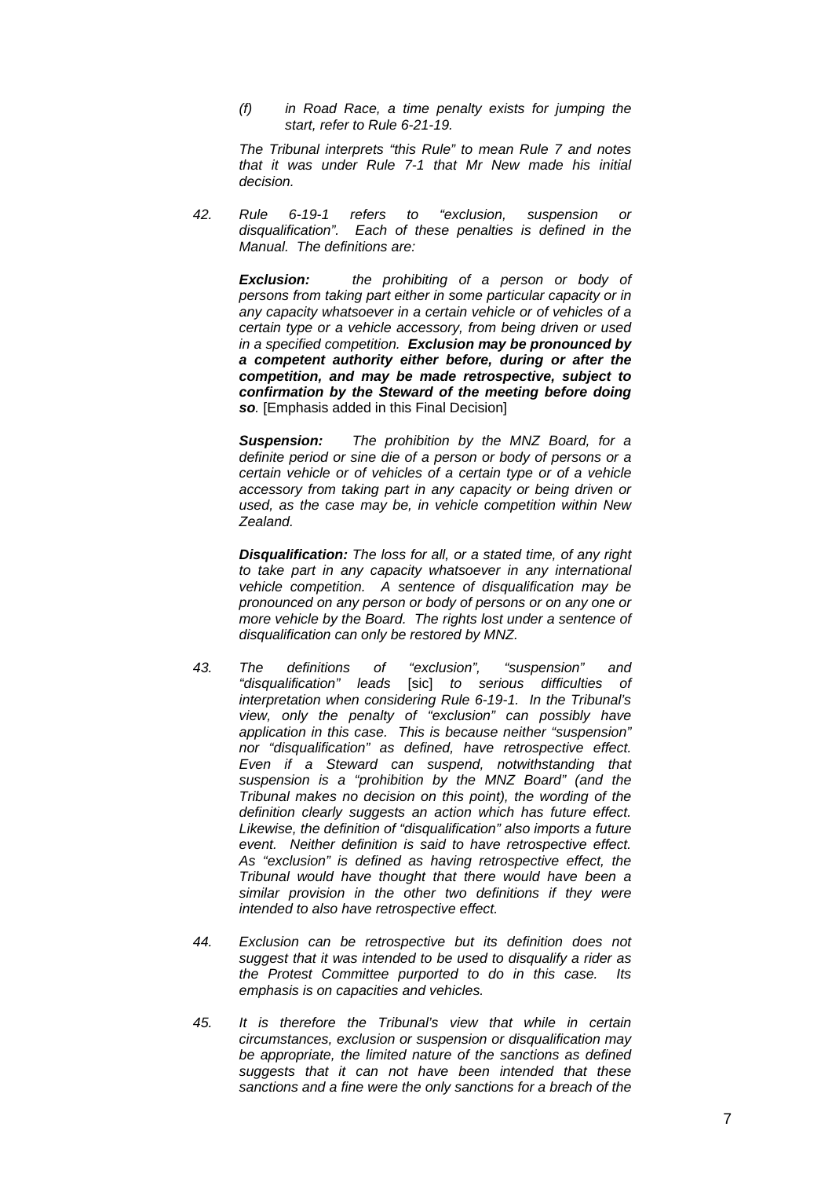*(f) in Road Race, a time penalty exists for jumping the start, refer to Rule 6-21-19.*

*The Tribunal interprets "this Rule" to mean Rule 7 and notes that it was under Rule 7-1 that Mr New made his initial decision.*

*42. Rule 6-19-1 refers to "exclusion, suspension or disqualification". Each of these penalties is defined in the Manual. The definitions are:*

***Exclusion:*** *the prohibiting of a person or body of persons from taking part either in some particular capacity or in any capacity whatsoever in a certain vehicle or of vehicles of a certain type or a vehicle accessory, from being driven or used in a specified competition.* ***Exclusion may be pronounced by a competent authority either before, during or after the competition, and may be made retrospective, subject to confirmation by the Steward of the meeting before doing so.*** [Emphasis added in this Final Decision]

***Suspension:*** *The prohibition by the MNZ Board, for a definite period or sine die of a person or body of persons or a certain vehicle or of vehicles of a certain type or of a vehicle accessory from taking part in any capacity or being driven or used, as the case may be, in vehicle competition within New Zealand.*

***Disqualification:*** *The loss for all, or a stated time, of any right to take part in any capacity whatsoever in any international vehicle competition. A sentence of disqualification may be pronounced on any person or body of persons or on any one or more vehicle by the Board. The rights lost under a sentence of disqualification can only be restored by MNZ.*

*43. The definitions of "exclusion", "suspension" and "disqualification" leads* [sic] *to serious difficulties of interpretation when considering Rule 6-19-1. In the Tribunal's view, only the penalty of "exclusion" can possibly have application in this case. This is because neither "suspension" nor "disqualification" as defined, have retrospective effect. Even if a Steward can suspend, notwithstanding that suspension is a "prohibition by the MNZ Board" (and the Tribunal makes no decision on this point), the wording of the definition clearly suggests an action which has future effect. Likewise, the definition of "disqualification" also imports a future event. Neither definition is said to have retrospective effect. As "exclusion" is defined as having retrospective effect, the Tribunal would have thought that there would have been a similar provision in the other two definitions if they were intended to also have retrospective effect.*

*44. Exclusion can be retrospective but its definition does not suggest that it was intended to be used to disqualify a rider as the Protest Committee purported to do in this case. Its emphasis is on capacities and vehicles.*

*45. It is therefore the Tribunal's view that while in certain circumstances, exclusion or suspension or disqualification may be appropriate, the limited nature of the sanctions as defined suggests that it can not have been intended that these sanctions and a fine were the only sanctions for a breach of the*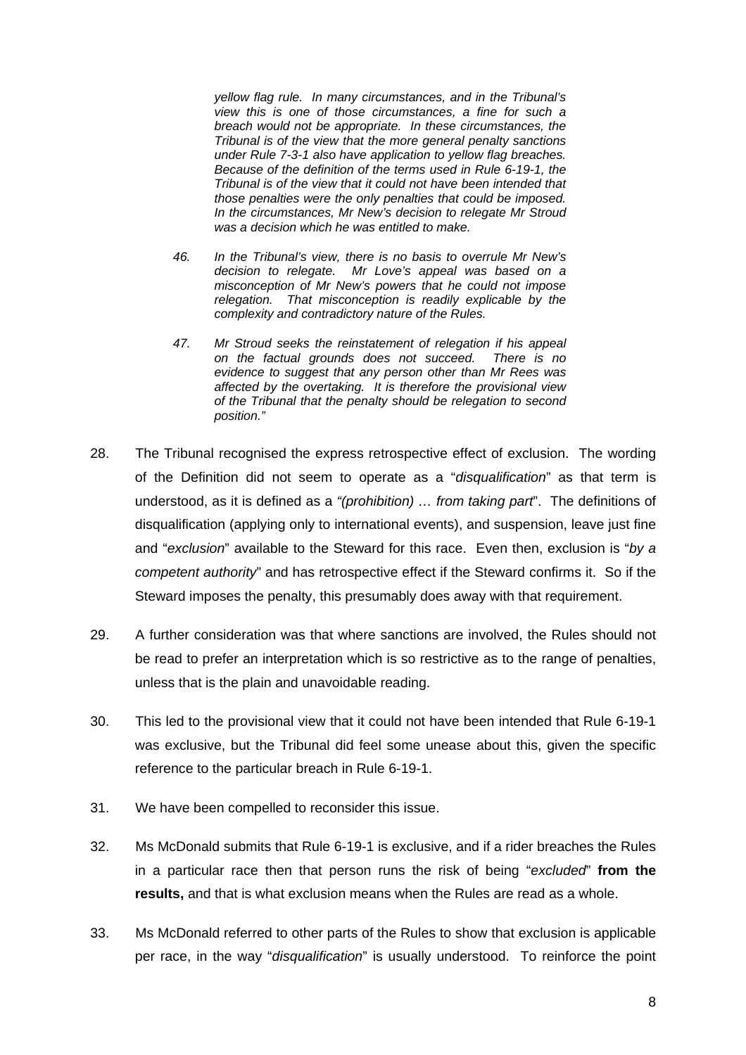> *yellow flag rule. In many circumstances, and in the Tribunal's view this is one of those circumstances, a fine for such a breach would not be appropriate. In these circumstances, the Tribunal is of the view that the more general penalty sanctions under Rule 7-3-1 also have application to yellow flag breaches. Because of the definition of the terms used in Rule 6-19-1, the Tribunal is of the view that it could not have been intended that those penalties were the only penalties that could be imposed. In the circumstances, Mr New's decision to relegate Mr Stroud was a decision which he was entitled to make.*
>
> *46. In the Tribunal's view, there is no basis to overrule Mr New's decision to relegate. Mr Love's appeal was based on a misconception of Mr New's powers that he could not impose relegation. That misconception is readily explicable by the complexity and contradictory nature of the Rules.*
>
> *47. Mr Stroud seeks the reinstatement of relegation if his appeal on the factual grounds does not succeed. There is no evidence to suggest that any person other than Mr Rees was affected by the overtaking. It is therefore the provisional view of the Tribunal that the penalty should be relegation to second position."*

28. The Tribunal recognised the express retrospective effect of exclusion. The wording of the Definition did not seem to operate as a "*disqualification*" as that term is understood, as it is defined as a *"(prohibition) … from taking part*". The definitions of disqualification (applying only to international events), and suspension, leave just fine and "*exclusion*" available to the Steward for this race. Even then, exclusion is "*by a competent authority*" and has retrospective effect if the Steward confirms it. So if the Steward imposes the penalty, this presumably does away with that requirement.

29. A further consideration was that where sanctions are involved, the Rules should not be read to prefer an interpretation which is so restrictive as to the range of penalties, unless that is the plain and unavoidable reading.

30. This led to the provisional view that it could not have been intended that Rule 6-19-1 was exclusive, but the Tribunal did feel some unease about this, given the specific reference to the particular breach in Rule 6-19-1.

31. We have been compelled to reconsider this issue.

32. Ms McDonald submits that Rule 6-19-1 is exclusive, and if a rider breaches the Rules in a particular race then that person runs the risk of being "*excluded*" **from the results,** and that is what exclusion means when the Rules are read as a whole.

33. Ms McDonald referred to other parts of the Rules to show that exclusion is applicable per race, in the way "*disqualification*" is usually understood. To reinforce the point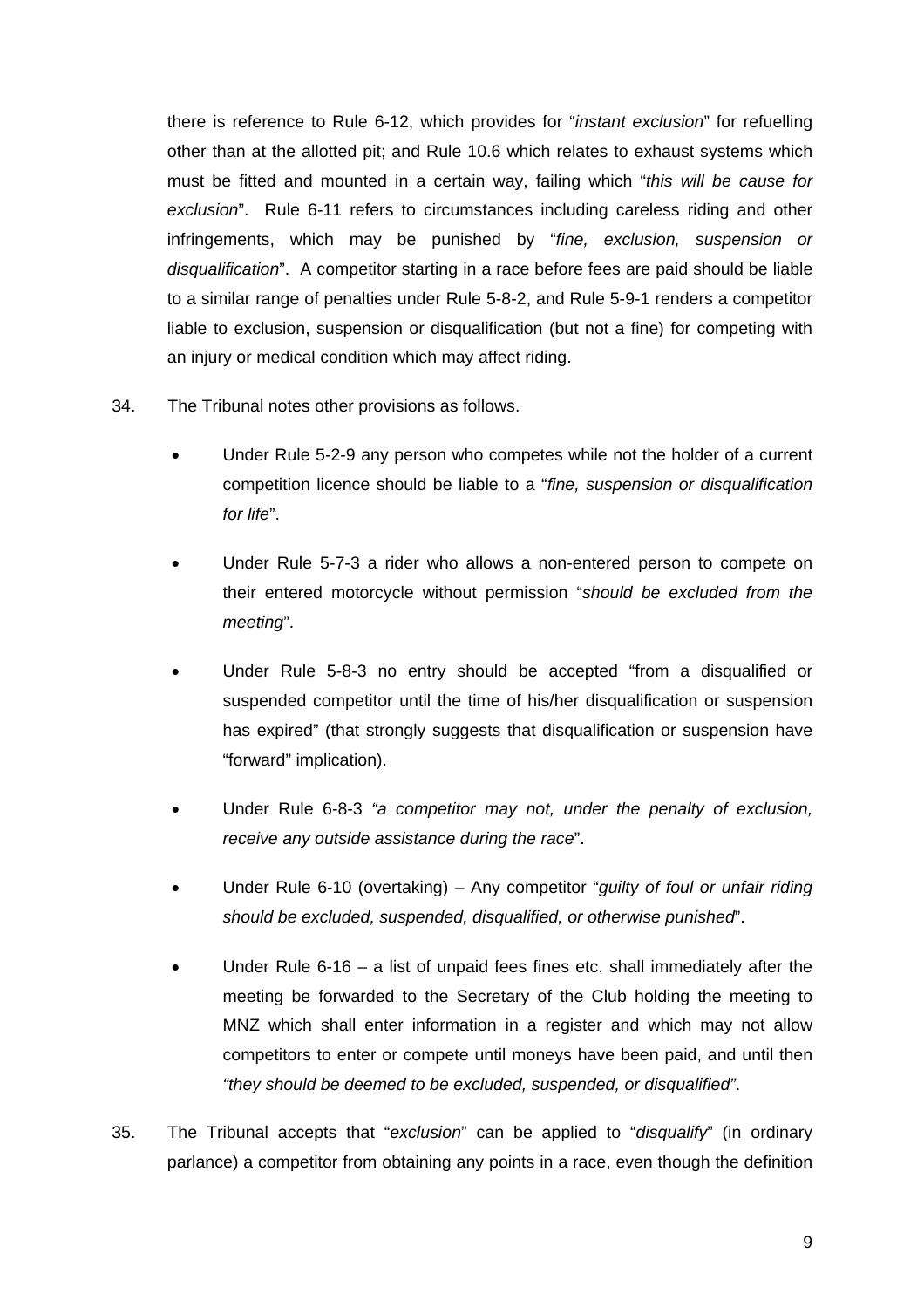there is reference to Rule 6-12, which provides for "*instant exclusion*" for refuelling other than at the allotted pit; and Rule 10.6 which relates to exhaust systems which must be fitted and mounted in a certain way, failing which "*this will be cause for exclusion*". Rule 6-11 refers to circumstances including careless riding and other infringements, which may be punished by "*fine, exclusion, suspension or disqualification*". A competitor starting in a race before fees are paid should be liable to a similar range of penalties under Rule 5-8-2, and Rule 5-9-1 renders a competitor liable to exclusion, suspension or disqualification (but not a fine) for competing with an injury or medical condition which may affect riding.

34. The Tribunal notes other provisions as follows.

- Under Rule 5-2-9 any person who competes while not the holder of a current competition licence should be liable to a "*fine, suspension or disqualification for life*".
- Under Rule 5-7-3 a rider who allows a non-entered person to compete on their entered motorcycle without permission "*should be excluded from the meeting*".
- Under Rule 5-8-3 no entry should be accepted "from a disqualified or suspended competitor until the time of his/her disqualification or suspension has expired" (that strongly suggests that disqualification or suspension have "forward" implication).
- Under Rule 6-8-3 *"a competitor may not, under the penalty of exclusion, receive any outside assistance during the race*".
- Under Rule 6-10 (overtaking) – Any competitor "*guilty of foul or unfair riding should be excluded, suspended, disqualified, or otherwise punished*".
- Under Rule 6-16 – a list of unpaid fees fines etc. shall immediately after the meeting be forwarded to the Secretary of the Club holding the meeting to MNZ which shall enter information in a register and which may not allow competitors to enter or compete until moneys have been paid, and until then *"they should be deemed to be excluded, suspended, or disqualified"*.

35. The Tribunal accepts that "*exclusion*" can be applied to "*disqualify*" (in ordinary parlance) a competitor from obtaining any points in a race, even though the definition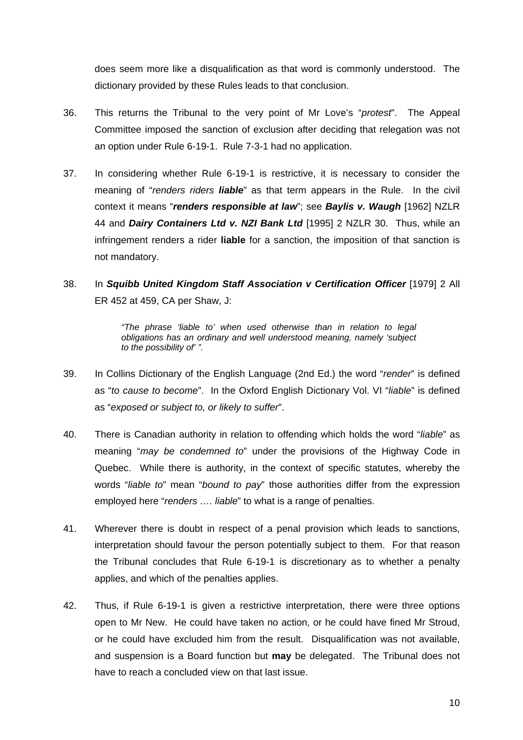does seem more like a disqualification as that word is commonly understood. The dictionary provided by these Rules leads to that conclusion.

36. This returns the Tribunal to the very point of Mr Love's "*protest*". The Appeal Committee imposed the sanction of exclusion after deciding that relegation was not an option under Rule 6-19-1. Rule 7-3-1 had no application.

37. In considering whether Rule 6-19-1 is restrictive, it is necessary to consider the meaning of "*renders riders **liable***" as that term appears in the Rule. In the civil context it means "***renders responsible at law***"; see ***Baylis v. Waugh*** [1962] NZLR 44 and ***Dairy Containers Ltd v. NZI Bank Ltd*** [1995] 2 NZLR 30. Thus, while an infringement renders a rider **liable** for a sanction, the imposition of that sanction is not mandatory.

38. In ***Squibb United Kingdom Staff Association v Certification Officer*** [1979] 2 All ER 452 at 459, CA per Shaw, J:

> *"The phrase 'liable to' when used otherwise than in relation to legal obligations has an ordinary and well understood meaning, namely 'subject to the possibility of' ".*

39. In Collins Dictionary of the English Language (2nd Ed.) the word "*render*" is defined as "*to cause to become*". In the Oxford English Dictionary Vol. VI "*liable*" is defined as "*exposed or subject to, or likely to suffer*".

40. There is Canadian authority in relation to offending which holds the word "*liable*" as meaning "*may be condemned to*" under the provisions of the Highway Code in Quebec. While there is authority, in the context of specific statutes, whereby the words "*liable to*" mean "*bound to pay*" those authorities differ from the expression employed here "*renders …. liable*" to what is a range of penalties.

41. Wherever there is doubt in respect of a penal provision which leads to sanctions, interpretation should favour the person potentially subject to them. For that reason the Tribunal concludes that Rule 6-19-1 is discretionary as to whether a penalty applies, and which of the penalties applies.

42. Thus, if Rule 6-19-1 is given a restrictive interpretation, there were three options open to Mr New. He could have taken no action, or he could have fined Mr Stroud, or he could have excluded him from the result. Disqualification was not available, and suspension is a Board function but **may** be delegated. The Tribunal does not have to reach a concluded view on that last issue.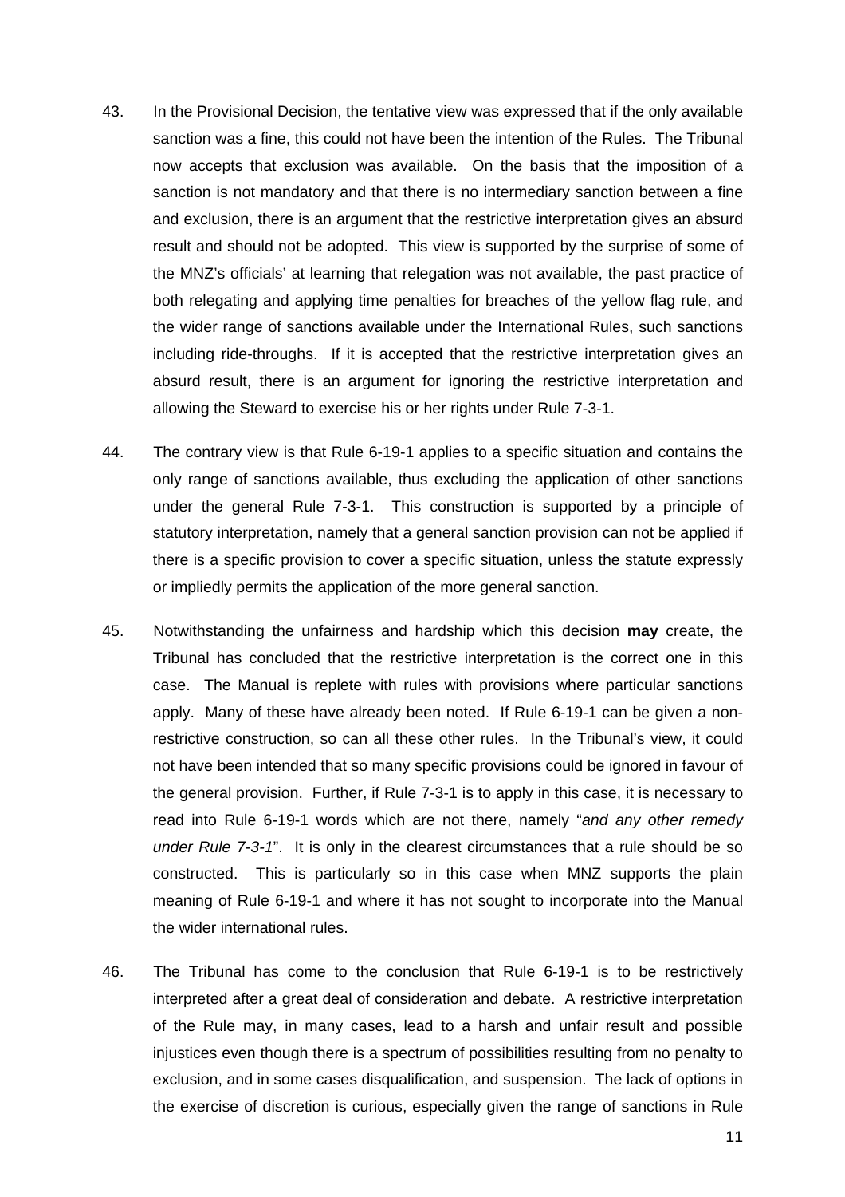43. In the Provisional Decision, the tentative view was expressed that if the only available sanction was a fine, this could not have been the intention of the Rules. The Tribunal now accepts that exclusion was available. On the basis that the imposition of a sanction is not mandatory and that there is no intermediary sanction between a fine and exclusion, there is an argument that the restrictive interpretation gives an absurd result and should not be adopted. This view is supported by the surprise of some of the MNZ's officials' at learning that relegation was not available, the past practice of both relegating and applying time penalties for breaches of the yellow flag rule, and the wider range of sanctions available under the International Rules, such sanctions including ride-throughs. If it is accepted that the restrictive interpretation gives an absurd result, there is an argument for ignoring the restrictive interpretation and allowing the Steward to exercise his or her rights under Rule 7-3-1.

44. The contrary view is that Rule 6-19-1 applies to a specific situation and contains the only range of sanctions available, thus excluding the application of other sanctions under the general Rule 7-3-1. This construction is supported by a principle of statutory interpretation, namely that a general sanction provision can not be applied if there is a specific provision to cover a specific situation, unless the statute expressly or impliedly permits the application of the more general sanction.

45. Notwithstanding the unfairness and hardship which this decision **may** create, the Tribunal has concluded that the restrictive interpretation is the correct one in this case. The Manual is replete with rules with provisions where particular sanctions apply. Many of these have already been noted. If Rule 6-19-1 can be given a non-restrictive construction, so can all these other rules. In the Tribunal's view, it could not have been intended that so many specific provisions could be ignored in favour of the general provision. Further, if Rule 7-3-1 is to apply in this case, it is necessary to read into Rule 6-19-1 words which are not there, namely "*and any other remedy under Rule 7-3-1*". It is only in the clearest circumstances that a rule should be so constructed. This is particularly so in this case when MNZ supports the plain meaning of Rule 6-19-1 and where it has not sought to incorporate into the Manual the wider international rules.

46. The Tribunal has come to the conclusion that Rule 6-19-1 is to be restrictively interpreted after a great deal of consideration and debate. A restrictive interpretation of the Rule may, in many cases, lead to a harsh and unfair result and possible injustices even though there is a spectrum of possibilities resulting from no penalty to exclusion, and in some cases disqualification, and suspension. The lack of options in the exercise of discretion is curious, especially given the range of sanctions in Rule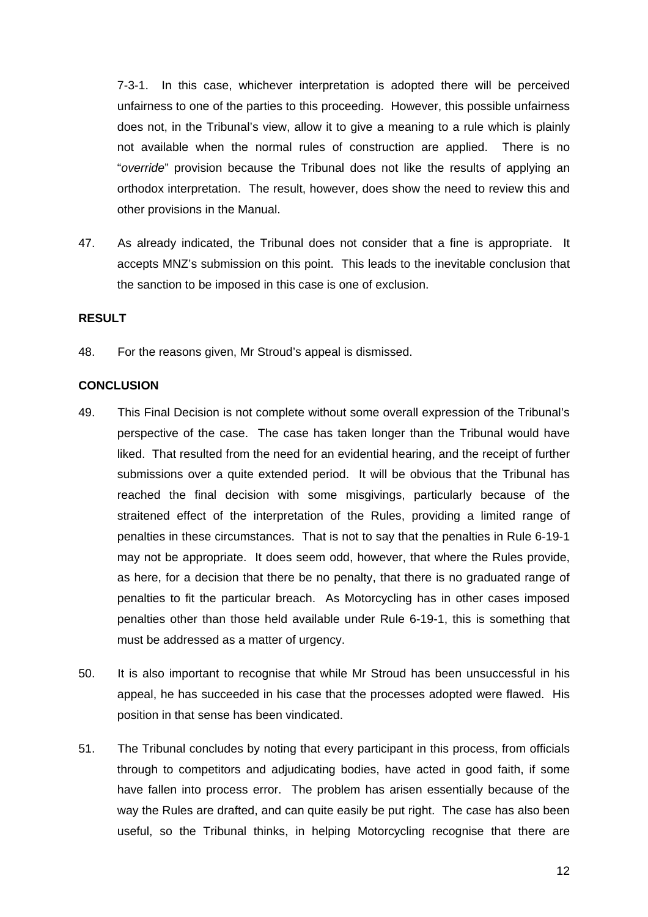7-3-1. In this case, whichever interpretation is adopted there will be perceived unfairness to one of the parties to this proceeding. However, this possible unfairness does not, in the Tribunal's view, allow it to give a meaning to a rule which is plainly not available when the normal rules of construction are applied. There is no "*override*" provision because the Tribunal does not like the results of applying an orthodox interpretation. The result, however, does show the need to review this and other provisions in the Manual.

47. As already indicated, the Tribunal does not consider that a fine is appropriate. It accepts MNZ's submission on this point. This leads to the inevitable conclusion that the sanction to be imposed in this case is one of exclusion.

**RESULT**

48. For the reasons given, Mr Stroud's appeal is dismissed.

**CONCLUSION**

49. This Final Decision is not complete without some overall expression of the Tribunal's perspective of the case. The case has taken longer than the Tribunal would have liked. That resulted from the need for an evidential hearing, and the receipt of further submissions over a quite extended period. It will be obvious that the Tribunal has reached the final decision with some misgivings, particularly because of the straitened effect of the interpretation of the Rules, providing a limited range of penalties in these circumstances. That is not to say that the penalties in Rule 6-19-1 may not be appropriate. It does seem odd, however, that where the Rules provide, as here, for a decision that there be no penalty, that there is no graduated range of penalties to fit the particular breach. As Motorcycling has in other cases imposed penalties other than those held available under Rule 6-19-1, this is something that must be addressed as a matter of urgency.

50. It is also important to recognise that while Mr Stroud has been unsuccessful in his appeal, he has succeeded in his case that the processes adopted were flawed. His position in that sense has been vindicated.

51. The Tribunal concludes by noting that every participant in this process, from officials through to competitors and adjudicating bodies, have acted in good faith, if some have fallen into process error. The problem has arisen essentially because of the way the Rules are drafted, and can quite easily be put right. The case has also been useful, so the Tribunal thinks, in helping Motorcycling recognise that there are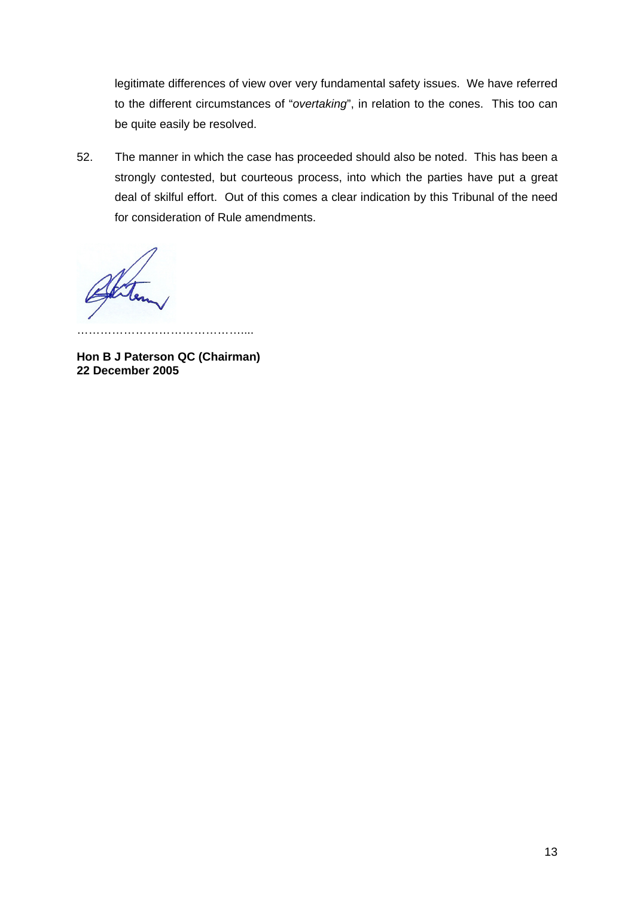legitimate differences of view over very fundamental safety issues. We have referred to the different circumstances of "*overtaking*", in relation to the cones. This too can be quite easily be resolved.

52. The manner in which the case has proceeded should also be noted. This has been a strongly contested, but courteous process, into which the parties have put a great deal of skilful effort. Out of this comes a clear indication by this Tribunal of the need for consideration of Rule amendments.

………………………………….....

**Hon B J Paterson QC (Chairman)**
**22 December 2005**